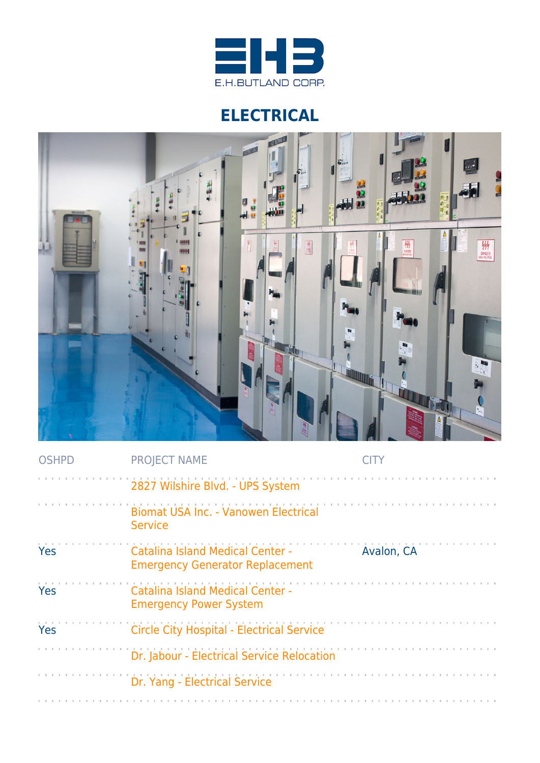E.H.BUTLAND CORP.

# ELECTRICAL

| OSHPD | PROJECT NAME | CITY |
|---|---|---|
| | 2827 Wilshire Blvd. - UPS System | |
| | Biomat USA Inc. - Vanowen Electrical Service | |
| Yes | Catalina Island Medical Center - Emergency Generator Replacement | Avalon, CA |
| Yes | Catalina Island Medical Center - Emergency Power System | |
| Yes | Circle City Hospital - Electrical Service | |
| | Dr. Jabour - Electrical Service Relocation | |
| | Dr. Yang - Electrical Service | |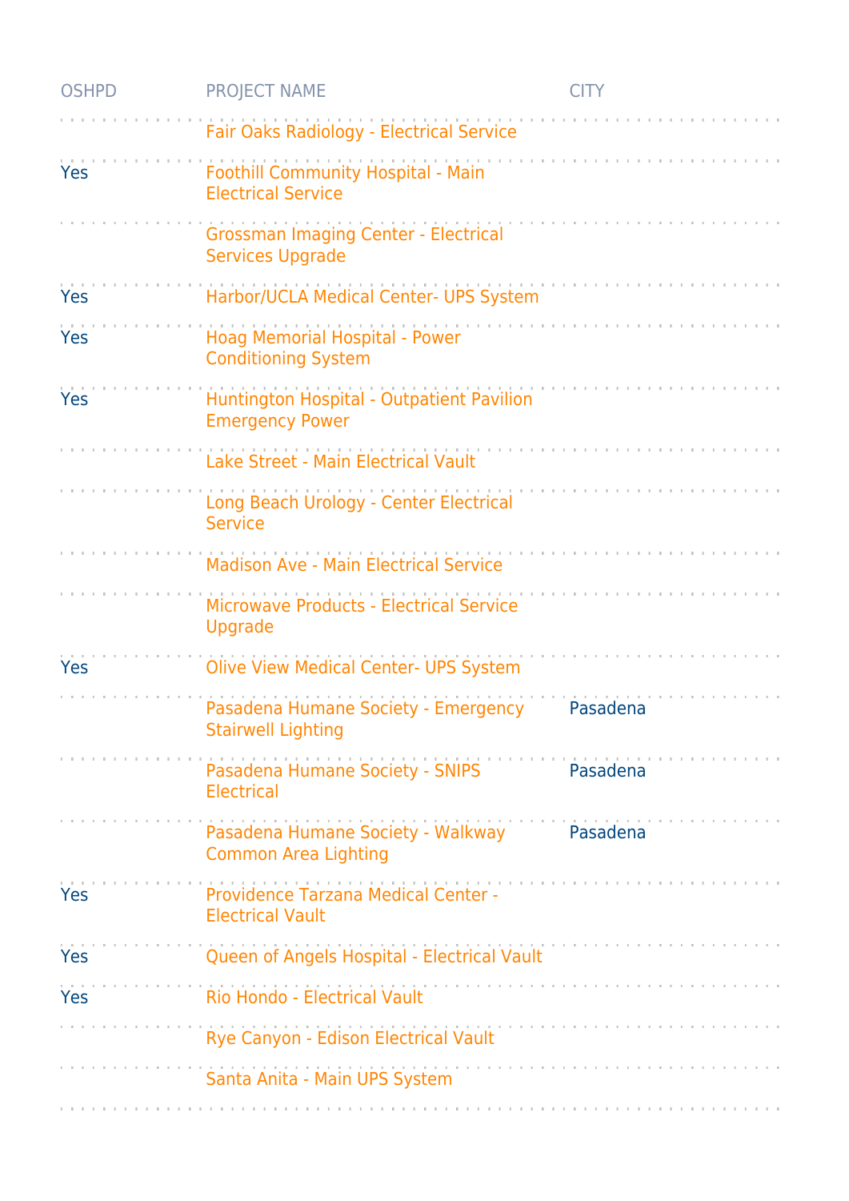| OSHPD | PROJECT NAME | CITY |
|---|---|---|
| | Fair Oaks Radiology - Electrical Service | |
| Yes | Foothill Community Hospital - Main Electrical Service | |
| | Grossman Imaging Center - Electrical Services Upgrade | |
| Yes | Harbor/UCLA Medical Center- UPS System | |
| Yes | Hoag Memorial Hospital - Power Conditioning System | |
| Yes | Huntington Hospital - Outpatient Pavilion Emergency Power | |
| | Lake Street - Main Electrical Vault | |
| | Long Beach Urology - Center Electrical Service | |
| | Madison Ave - Main Electrical Service | |
| | Microwave Products - Electrical Service Upgrade | |
| Yes | Olive View Medical Center- UPS System | |
| | Pasadena Humane Society - Emergency Stairwell Lighting | Pasadena |
| | Pasadena Humane Society - SNIPS Electrical | Pasadena |
| | Pasadena Humane Society - Walkway Common Area Lighting | Pasadena |
| Yes | Providence Tarzana Medical Center - Electrical Vault | |
| Yes | Queen of Angels Hospital - Electrical Vault | |
| Yes | Rio Hondo - Electrical Vault | |
| | Rye Canyon - Edison Electrical Vault | |
| | Santa Anita - Main UPS System | |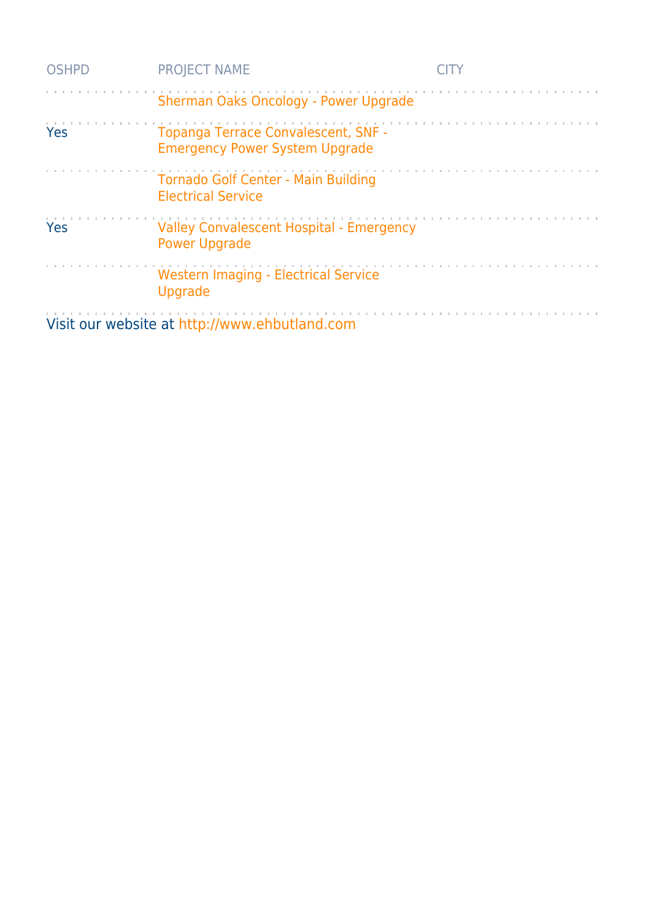| OSHPD | PROJECT NAME | CITY |
| --- | --- | --- |
| | Sherman Oaks Oncology - Power Upgrade | |
| Yes | Topanga Terrace Convalescent, SNF - Emergency Power System Upgrade | |
| | Tornado Golf Center - Main Building Electrical Service | |
| Yes | Valley Convalescent Hospital - Emergency Power Upgrade | |
| | Western Imaging - Electrical Service Upgrade | |

Visit our website at http://www.ehbutland.com